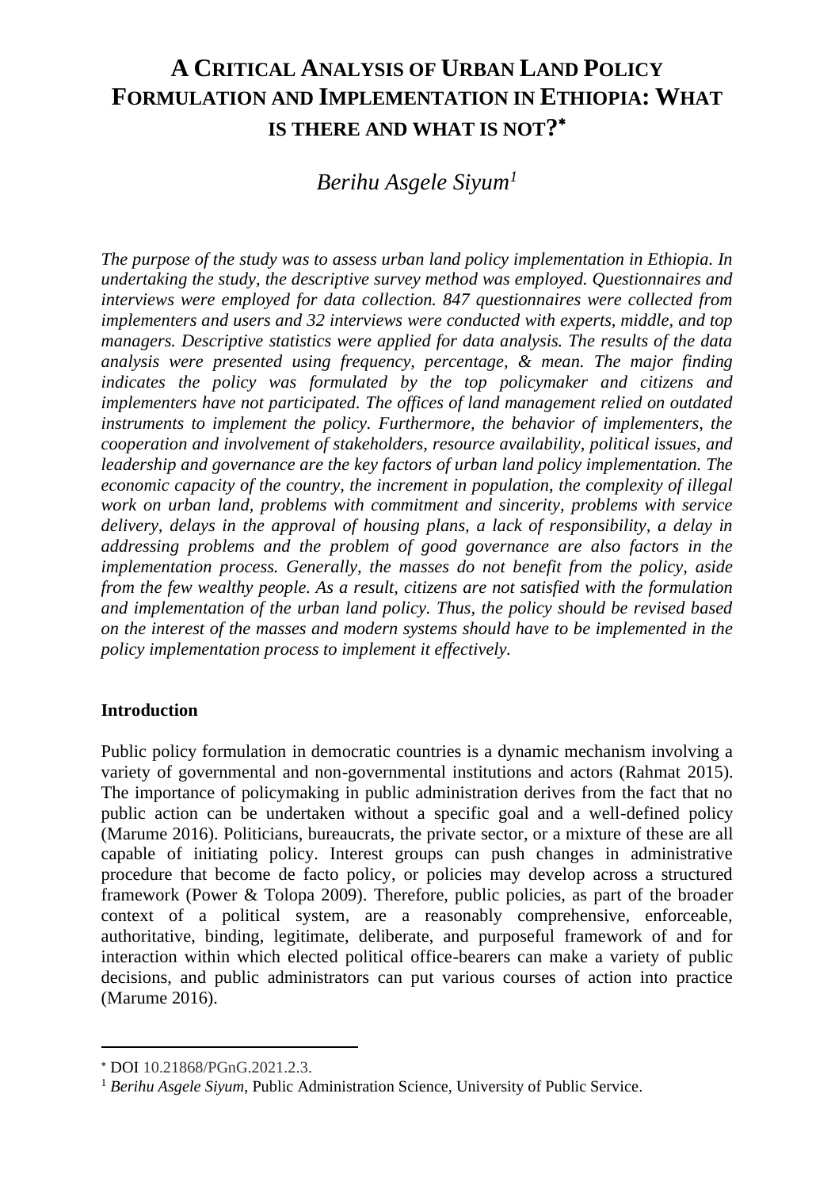# A Critical Analysis of Urban Land Policy Formulation and Implementation in Ethiopia: What is There and What is Not?*

*Berihu Asgele Siyum*[1]

*The purpose of the study was to assess urban land policy implementation in Ethiopia. In undertaking the study, the descriptive survey method was employed. Questionnaires and interviews were employed for data collection. 847 questionnaires were collected from implementers and users and 32 interviews were conducted with experts, middle, and top managers. Descriptive statistics were applied for data analysis. The results of the data analysis were presented using frequency, percentage, & mean. The major finding indicates the policy was formulated by the top policymaker and citizens and implementers have not participated. The offices of land management relied on outdated instruments to implement the policy. Furthermore, the behavior of implementers, the cooperation and involvement of stakeholders, resource availability, political issues, and leadership and governance are the key factors of urban land policy implementation. The economic capacity of the country, the increment in population, the complexity of illegal work on urban land, problems with commitment and sincerity, problems with service delivery, delays in the approval of housing plans, a lack of responsibility, a delay in addressing problems and the problem of good governance are also factors in the implementation process. Generally, the masses do not benefit from the policy, aside from the few wealthy people. As a result, citizens are not satisfied with the formulation and implementation of the urban land policy. Thus, the policy should be revised based on the interest of the masses and modern systems should have to be implemented in the policy implementation process to implement it effectively.*

## Introduction

Public policy formulation in democratic countries is a dynamic mechanism involving a variety of governmental and non-governmental institutions and actors (Rahmat 2015). The importance of policymaking in public administration derives from the fact that no public action can be undertaken without a specific goal and a well-defined policy (Marume 2016). Politicians, bureaucrats, the private sector, or a mixture of these are all capable of initiating policy. Interest groups can push changes in administrative procedure that become de facto policy, or policies may develop across a structured framework (Power & Tolopa 2009). Therefore, public policies, as part of the broader context of a political system, are a reasonably comprehensive, enforceable, authoritative, binding, legitimate, deliberate, and purposeful framework of and for interaction within which elected political office-bearers can make a variety of public decisions, and public administrators can put various courses of action into practice (Marume 2016).

---

* DOI 10.21868/PGnG.2021.2.3.

[1] *Berihu Asgele Siyum*, Public Administration Science, University of Public Service.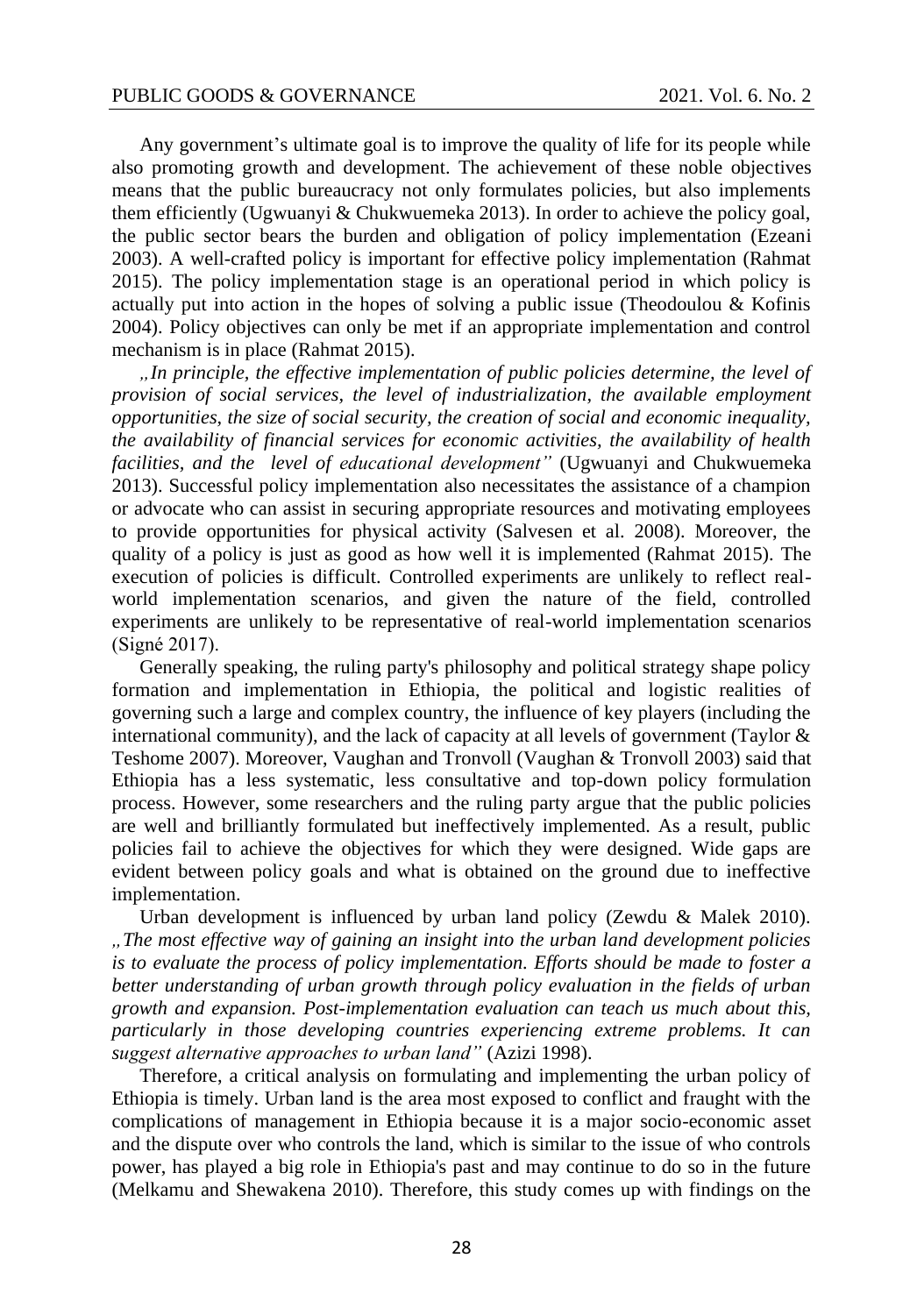Any government's ultimate goal is to improve the quality of life for its people while also promoting growth and development. The achievement of these noble objectives means that the public bureaucracy not only formulates policies, but also implements them efficiently (Ugwuanyi & Chukwuemeka 2013). In order to achieve the policy goal, the public sector bears the burden and obligation of policy implementation (Ezeani 2003). A well-crafted policy is important for effective policy implementation (Rahmat 2015). The policy implementation stage is an operational period in which policy is actually put into action in the hopes of solving a public issue (Theodoulou & Kofinis 2004). Policy objectives can only be met if an appropriate implementation and control mechanism is in place (Rahmat 2015).

*„In principle, the effective implementation of public policies determine, the level of provision of social services, the level of industrialization, the available employment opportunities, the size of social security, the creation of social and economic inequality, the availability of financial services for economic activities, the availability of health facilities, and the level of educational development"* (Ugwuanyi and Chukwuemeka 2013). Successful policy implementation also necessitates the assistance of a champion or advocate who can assist in securing appropriate resources and motivating employees to provide opportunities for physical activity (Salvesen et al. 2008). Moreover, the quality of a policy is just as good as how well it is implemented (Rahmat 2015). The execution of policies is difficult. Controlled experiments are unlikely to reflect real-world implementation scenarios, and given the nature of the field, controlled experiments are unlikely to be representative of real-world implementation scenarios (Signé 2017).

Generally speaking, the ruling party's philosophy and political strategy shape policy formation and implementation in Ethiopia, the political and logistic realities of governing such a large and complex country, the influence of key players (including the international community), and the lack of capacity at all levels of government (Taylor & Teshome 2007). Moreover, Vaughan and Tronvoll (Vaughan & Tronvoll 2003) said that Ethiopia has a less systematic, less consultative and top-down policy formulation process. However, some researchers and the ruling party argue that the public policies are well and brilliantly formulated but ineffectively implemented. As a result, public policies fail to achieve the objectives for which they were designed. Wide gaps are evident between policy goals and what is obtained on the ground due to ineffective implementation.

Urban development is influenced by urban land policy (Zewdu & Malek 2010). *„The most effective way of gaining an insight into the urban land development policies is to evaluate the process of policy implementation. Efforts should be made to foster a better understanding of urban growth through policy evaluation in the fields of urban growth and expansion. Post-implementation evaluation can teach us much about this, particularly in those developing countries experiencing extreme problems. It can suggest alternative approaches to urban land"* (Azizi 1998).

Therefore, a critical analysis on formulating and implementing the urban policy of Ethiopia is timely. Urban land is the area most exposed to conflict and fraught with the complications of management in Ethiopia because it is a major socio-economic asset and the dispute over who controls the land, which is similar to the issue of who controls power, has played a big role in Ethiopia's past and may continue to do so in the future (Melkamu and Shewakena 2010). Therefore, this study comes up with findings on the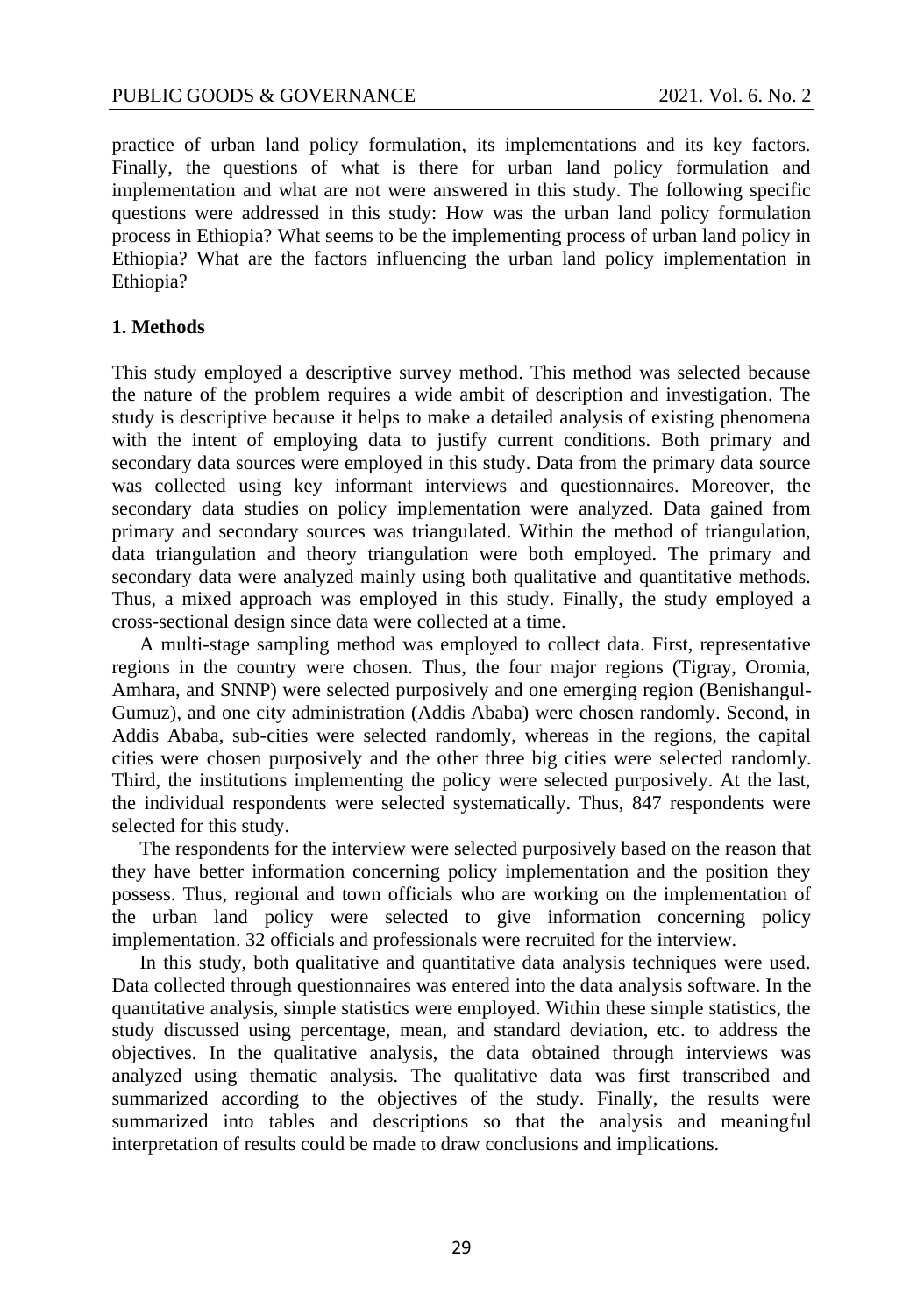practice of urban land policy formulation, its implementations and its key factors. Finally, the questions of what is there for urban land policy formulation and implementation and what are not were answered in this study. The following specific questions were addressed in this study: How was the urban land policy formulation process in Ethiopia? What seems to be the implementing process of urban land policy in Ethiopia? What are the factors influencing the urban land policy implementation in Ethiopia?

## 1. Methods

This study employed a descriptive survey method. This method was selected because the nature of the problem requires a wide ambit of description and investigation. The study is descriptive because it helps to make a detailed analysis of existing phenomena with the intent of employing data to justify current conditions. Both primary and secondary data sources were employed in this study. Data from the primary data source was collected using key informant interviews and questionnaires. Moreover, the secondary data studies on policy implementation were analyzed. Data gained from primary and secondary sources was triangulated. Within the method of triangulation, data triangulation and theory triangulation were both employed. The primary and secondary data were analyzed mainly using both qualitative and quantitative methods. Thus, a mixed approach was employed in this study. Finally, the study employed a cross-sectional design since data were collected at a time.

A multi-stage sampling method was employed to collect data. First, representative regions in the country were chosen. Thus, the four major regions (Tigray, Oromia, Amhara, and SNNP) were selected purposively and one emerging region (Benishangul-Gumuz), and one city administration (Addis Ababa) were chosen randomly. Second, in Addis Ababa, sub-cities were selected randomly, whereas in the regions, the capital cities were chosen purposively and the other three big cities were selected randomly. Third, the institutions implementing the policy were selected purposively. At the last, the individual respondents were selected systematically. Thus, 847 respondents were selected for this study.

The respondents for the interview were selected purposively based on the reason that they have better information concerning policy implementation and the position they possess. Thus, regional and town officials who are working on the implementation of the urban land policy were selected to give information concerning policy implementation. 32 officials and professionals were recruited for the interview.

In this study, both qualitative and quantitative data analysis techniques were used. Data collected through questionnaires was entered into the data analysis software. In the quantitative analysis, simple statistics were employed. Within these simple statistics, the study discussed using percentage, mean, and standard deviation, etc. to address the objectives. In the qualitative analysis, the data obtained through interviews was analyzed using thematic analysis. The qualitative data was first transcribed and summarized according to the objectives of the study. Finally, the results were summarized into tables and descriptions so that the analysis and meaningful interpretation of results could be made to draw conclusions and implications.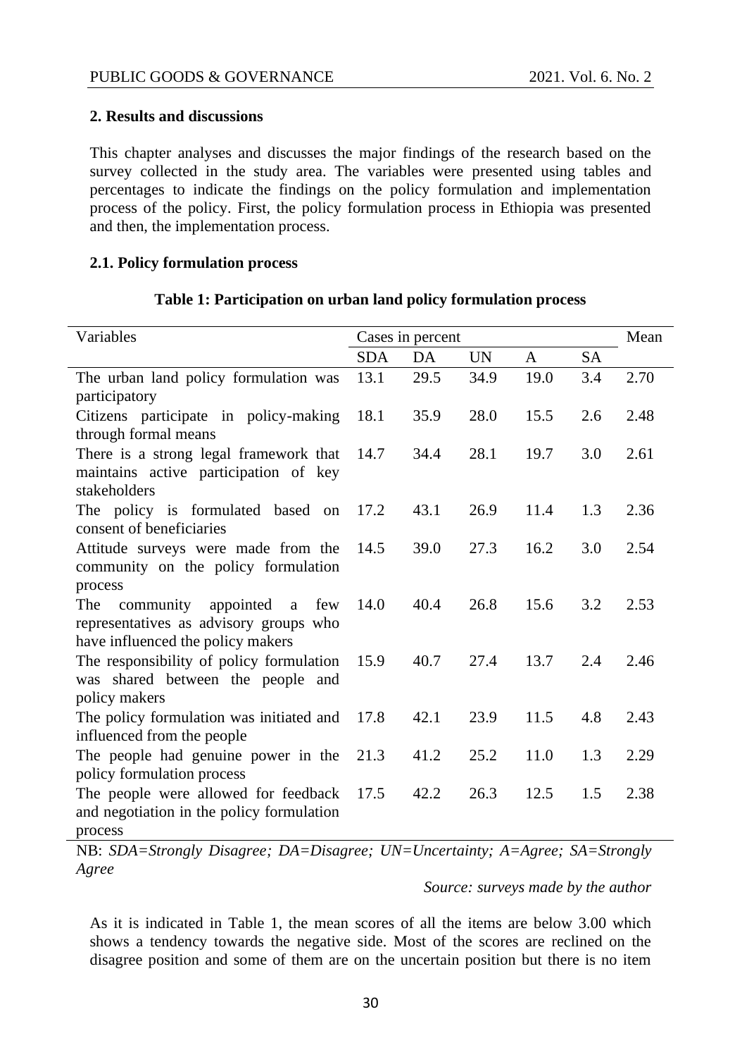## 2. Results and discussions

This chapter analyses and discusses the major findings of the research based on the survey collected in the study area. The variables were presented using tables and percentages to indicate the findings on the policy formulation and implementation process of the policy. First, the policy formulation process in Ethiopia was presented and then, the implementation process.

### 2.1. Policy formulation process

**Table 1: Participation on urban land policy formulation process**

| Variables | Cases in percent | | | | | Mean |
|---|---|---|---|---|---|---|
| | SDA | DA | UN | A | SA | |
| The urban land policy formulation was participatory | 13.1 | 29.5 | 34.9 | 19.0 | 3.4 | 2.70 |
| Citizens participate in policy-making through formal means | 18.1 | 35.9 | 28.0 | 15.5 | 2.6 | 2.48 |
| There is a strong legal framework that maintains active participation of key stakeholders | 14.7 | 34.4 | 28.1 | 19.7 | 3.0 | 2.61 |
| The policy is formulated based on consent of beneficiaries | 17.2 | 43.1 | 26.9 | 11.4 | 1.3 | 2.36 |
| Attitude surveys were made from the community on the policy formulation process | 14.5 | 39.0 | 27.3 | 16.2 | 3.0 | 2.54 |
| The community appointed a few representatives as advisory groups who have influenced the policy makers | 14.0 | 40.4 | 26.8 | 15.6 | 3.2 | 2.53 |
| The responsibility of policy formulation was shared between the people and policy makers | 15.9 | 40.7 | 27.4 | 13.7 | 2.4 | 2.46 |
| The policy formulation was initiated and influenced from the people | 17.8 | 42.1 | 23.9 | 11.5 | 4.8 | 2.43 |
| The people had genuine power in the policy formulation process | 21.3 | 41.2 | 25.2 | 11.0 | 1.3 | 2.29 |
| The people were allowed for feedback and negotiation in the policy formulation process | 17.5 | 42.2 | 26.3 | 12.5 | 1.5 | 2.38 |

NB: *SDA=Strongly Disagree; DA=Disagree; UN=Uncertainty; A=Agree; SA=Strongly Agree*

*Source: surveys made by the author*

As it is indicated in Table 1, the mean scores of all the items are below 3.00 which shows a tendency towards the negative side. Most of the scores are reclined on the disagree position and some of them are on the uncertain position but there is no item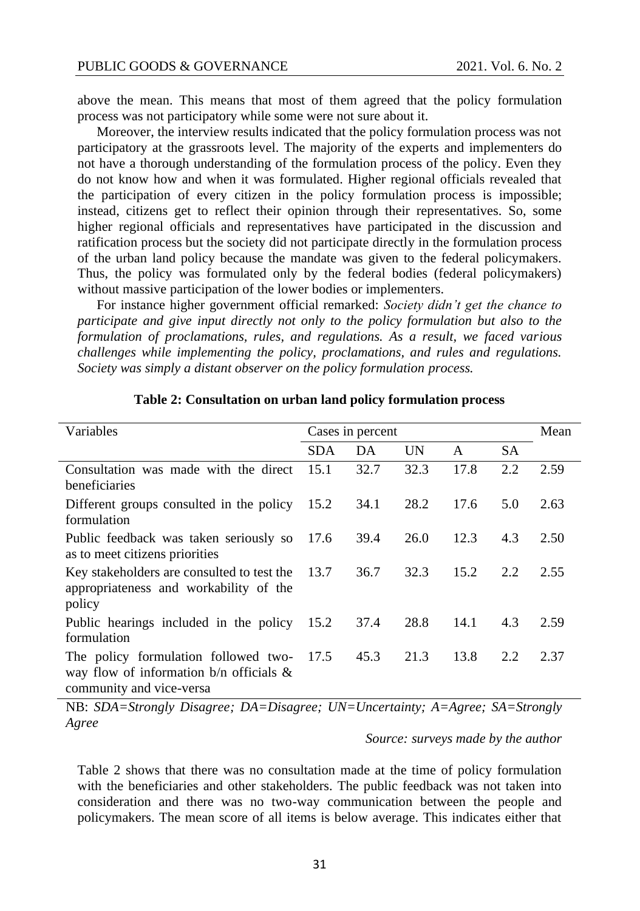above the mean. This means that most of them agreed that the policy formulation process was not participatory while some were not sure about it.

Moreover, the interview results indicated that the policy formulation process was not participatory at the grassroots level. The majority of the experts and implementers do not have a thorough understanding of the formulation process of the policy. Even they do not know how and when it was formulated. Higher regional officials revealed that the participation of every citizen in the policy formulation process is impossible; instead, citizens get to reflect their opinion through their representatives. So, some higher regional officials and representatives have participated in the discussion and ratification process but the society did not participate directly in the formulation process of the urban land policy because the mandate was given to the federal policymakers. Thus, the policy was formulated only by the federal bodies (federal policymakers) without massive participation of the lower bodies or implementers.

For instance higher government official remarked: *Society didn't get the chance to participate and give input directly not only to the policy formulation but also to the formulation of proclamations, rules, and regulations. As a result, we faced various challenges while implementing the policy, proclamations, and rules and regulations. Society was simply a distant observer on the policy formulation process.*

**Table 2: Consultation on urban land policy formulation process**

| Variables | Cases in percent | | | | | Mean |
|---|---|---|---|---|---|---|
| | SDA | DA | UN | A | SA | |
| Consultation was made with the direct beneficiaries | 15.1 | 32.7 | 32.3 | 17.8 | 2.2 | 2.59 |
| Different groups consulted in the policy formulation | 15.2 | 34.1 | 28.2 | 17.6 | 5.0 | 2.63 |
| Public feedback was taken seriously so as to meet citizens priorities | 17.6 | 39.4 | 26.0 | 12.3 | 4.3 | 2.50 |
| Key stakeholders are consulted to test the appropriateness and workability of the policy | 13.7 | 36.7 | 32.3 | 15.2 | 2.2 | 2.55 |
| Public hearings included in the policy formulation | 15.2 | 37.4 | 28.8 | 14.1 | 4.3 | 2.59 |
| The policy formulation followed two-way flow of information b/n officials & community and vice-versa | 17.5 | 45.3 | 21.3 | 13.8 | 2.2 | 2.37 |

NB: *SDA=Strongly Disagree; DA=Disagree; UN=Uncertainty; A=Agree; SA=Strongly Agree*

*Source: surveys made by the author*

Table 2 shows that there was no consultation made at the time of policy formulation with the beneficiaries and other stakeholders. The public feedback was not taken into consideration and there was no two-way communication between the people and policymakers. The mean score of all items is below average. This indicates either that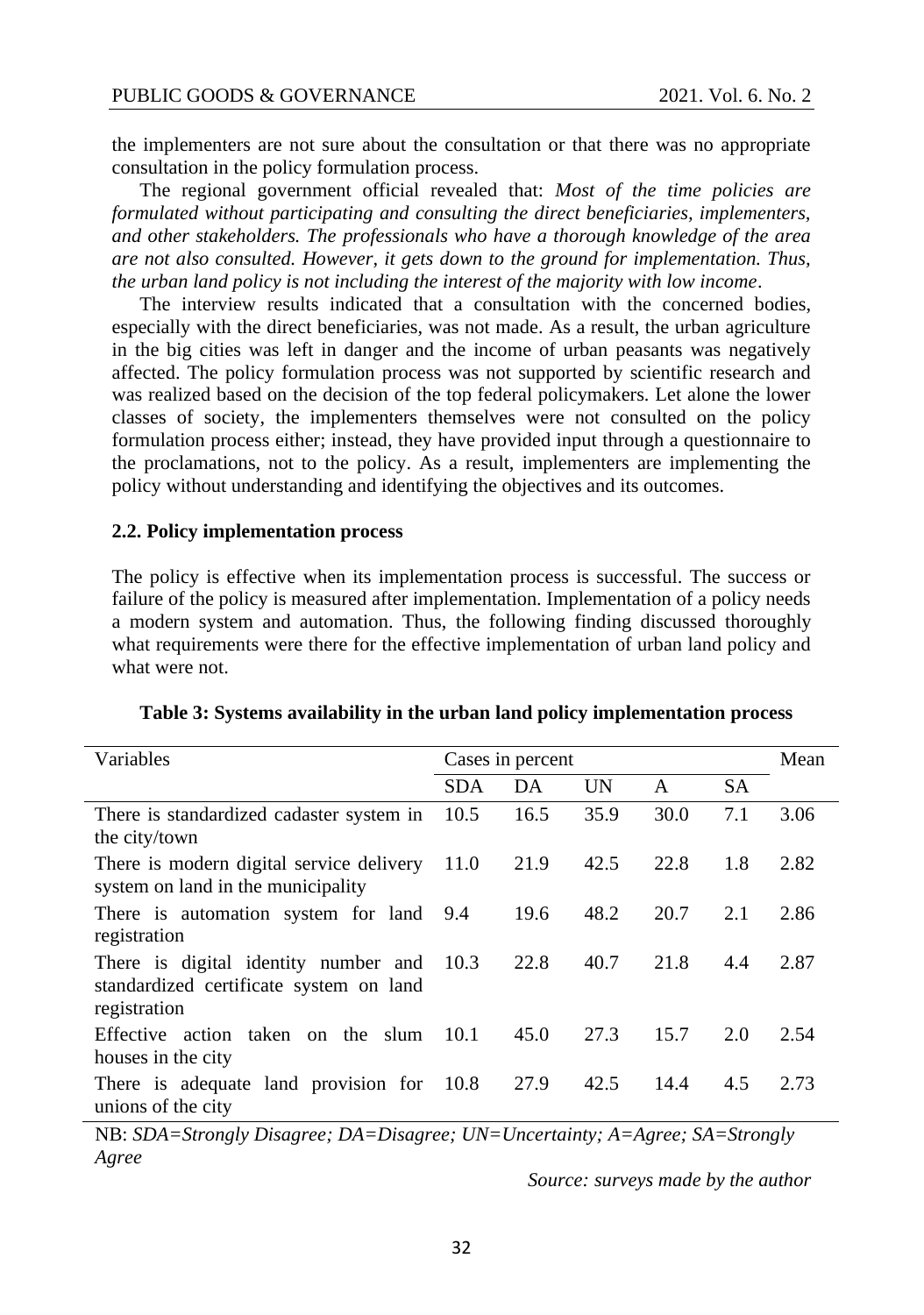the implementers are not sure about the consultation or that there was no appropriate consultation in the policy formulation process.

The regional government official revealed that: *Most of the time policies are formulated without participating and consulting the direct beneficiaries, implementers, and other stakeholders. The professionals who have a thorough knowledge of the area are not also consulted. However, it gets down to the ground for implementation. Thus, the urban land policy is not including the interest of the majority with low income*.

The interview results indicated that a consultation with the concerned bodies, especially with the direct beneficiaries, was not made. As a result, the urban agriculture in the big cities was left in danger and the income of urban peasants was negatively affected. The policy formulation process was not supported by scientific research and was realized based on the decision of the top federal policymakers. Let alone the lower classes of society, the implementers themselves were not consulted on the policy formulation process either; instead, they have provided input through a questionnaire to the proclamations, not to the policy. As a result, implementers are implementing the policy without understanding and identifying the objectives and its outcomes.

### 2.2. Policy implementation process

The policy is effective when its implementation process is successful. The success or failure of the policy is measured after implementation. Implementation of a policy needs a modern system and automation. Thus, the following finding discussed thoroughly what requirements were there for the effective implementation of urban land policy and what were not.

**Table 3: Systems availability in the urban land policy implementation process**

| Variables | Cases in percent | | | | | Mean |
|---|---|---|---|---|---|---|
| | SDA | DA | UN | A | SA | |
| There is standardized cadaster system in the city/town | 10.5 | 16.5 | 35.9 | 30.0 | 7.1 | 3.06 |
| There is modern digital service delivery system on land in the municipality | 11.0 | 21.9 | 42.5 | 22.8 | 1.8 | 2.82 |
| There is automation system for land registration | 9.4 | 19.6 | 48.2 | 20.7 | 2.1 | 2.86 |
| There is digital identity number and standardized certificate system on land registration | 10.3 | 22.8 | 40.7 | 21.8 | 4.4 | 2.87 |
| Effective action taken on the slum houses in the city | 10.1 | 45.0 | 27.3 | 15.7 | 2.0 | 2.54 |
| There is adequate land provision for unions of the city | 10.8 | 27.9 | 42.5 | 14.4 | 4.5 | 2.73 |

NB: *SDA=Strongly Disagree; DA=Disagree; UN=Uncertainty; A=Agree; SA=Strongly Agree*

*Source: surveys made by the author*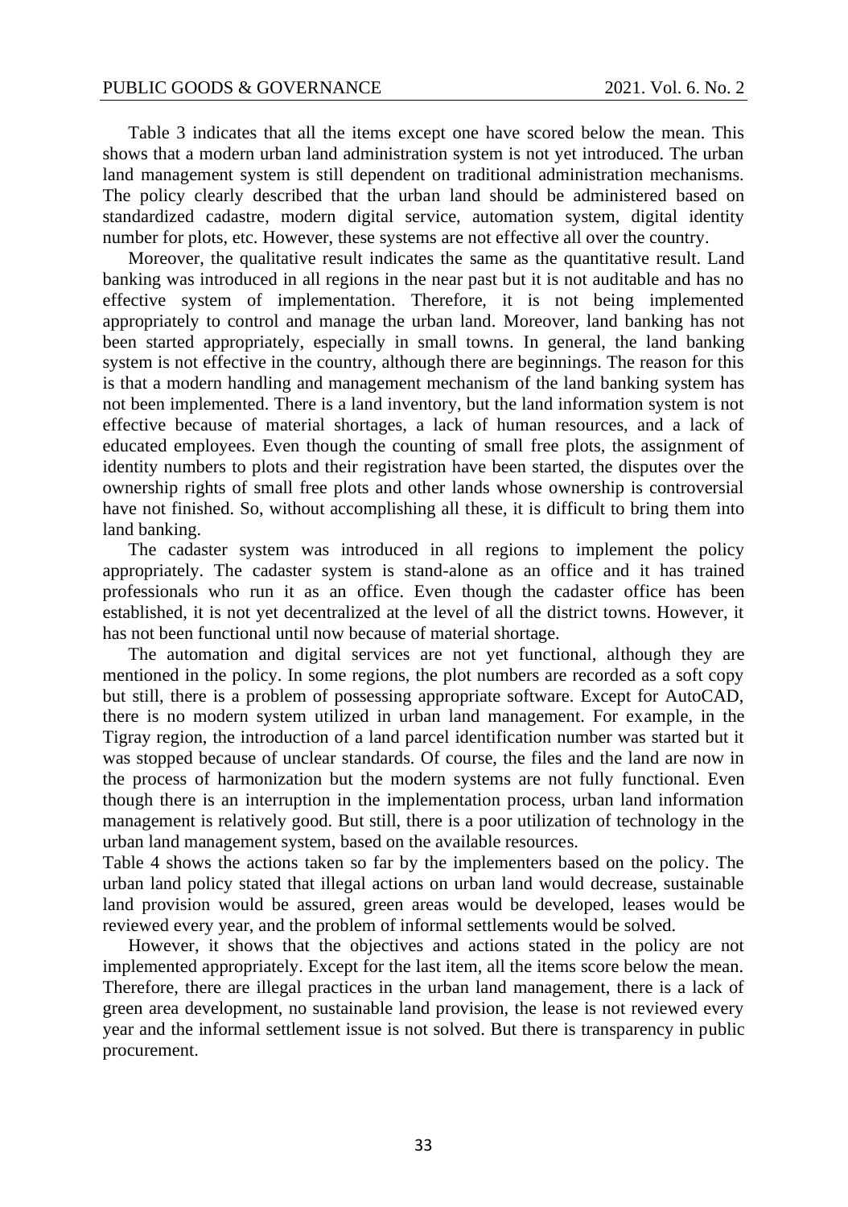Table 3 indicates that all the items except one have scored below the mean. This shows that a modern urban land administration system is not yet introduced. The urban land management system is still dependent on traditional administration mechanisms. The policy clearly described that the urban land should be administered based on standardized cadastre, modern digital service, automation system, digital identity number for plots, etc. However, these systems are not effective all over the country.

Moreover, the qualitative result indicates the same as the quantitative result. Land banking was introduced in all regions in the near past but it is not auditable and has no effective system of implementation. Therefore, it is not being implemented appropriately to control and manage the urban land. Moreover, land banking has not been started appropriately, especially in small towns. In general, the land banking system is not effective in the country, although there are beginnings. The reason for this is that a modern handling and management mechanism of the land banking system has not been implemented. There is a land inventory, but the land information system is not effective because of material shortages, a lack of human resources, and a lack of educated employees. Even though the counting of small free plots, the assignment of identity numbers to plots and their registration have been started, the disputes over the ownership rights of small free plots and other lands whose ownership is controversial have not finished. So, without accomplishing all these, it is difficult to bring them into land banking.

The cadaster system was introduced in all regions to implement the policy appropriately. The cadaster system is stand-alone as an office and it has trained professionals who run it as an office. Even though the cadaster office has been established, it is not yet decentralized at the level of all the district towns. However, it has not been functional until now because of material shortage.

The automation and digital services are not yet functional, although they are mentioned in the policy. In some regions, the plot numbers are recorded as a soft copy but still, there is a problem of possessing appropriate software. Except for AutoCAD, there is no modern system utilized in urban land management. For example, in the Tigray region, the introduction of a land parcel identification number was started but it was stopped because of unclear standards. Of course, the files and the land are now in the process of harmonization but the modern systems are not fully functional. Even though there is an interruption in the implementation process, urban land information management is relatively good. But still, there is a poor utilization of technology in the urban land management system, based on the available resources.

Table 4 shows the actions taken so far by the implementers based on the policy. The urban land policy stated that illegal actions on urban land would decrease, sustainable land provision would be assured, green areas would be developed, leases would be reviewed every year, and the problem of informal settlements would be solved.

However, it shows that the objectives and actions stated in the policy are not implemented appropriately. Except for the last item, all the items score below the mean. Therefore, there are illegal practices in the urban land management, there is a lack of green area development, no sustainable land provision, the lease is not reviewed every year and the informal settlement issue is not solved. But there is transparency in public procurement.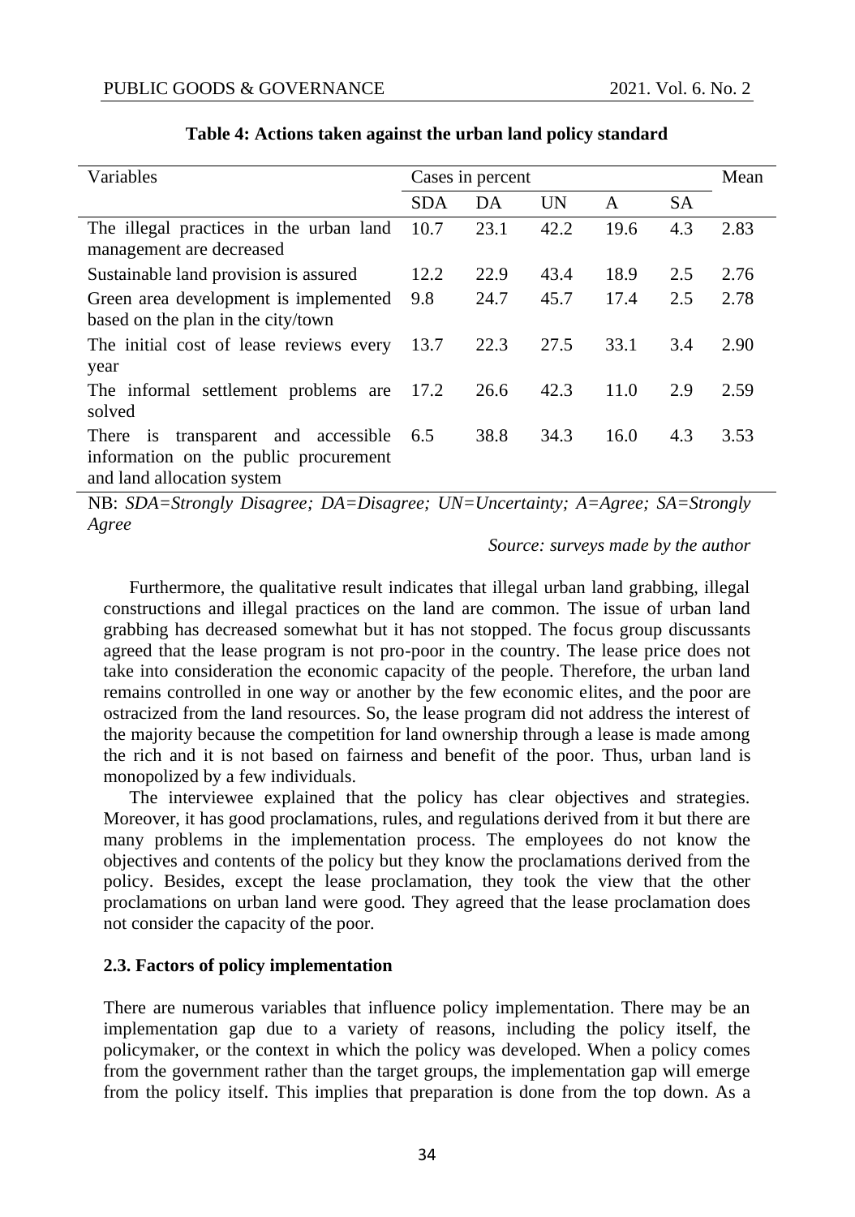**Table 4: Actions taken against the urban land policy standard**

| Variables | Cases in percent | | | | | Mean |
|---|---|---|---|---|---|---|
| | SDA | DA | UN | A | SA | |
| The illegal practices in the urban land management are decreased | 10.7 | 23.1 | 42.2 | 19.6 | 4.3 | 2.83 |
| Sustainable land provision is assured | 12.2 | 22.9 | 43.4 | 18.9 | 2.5 | 2.76 |
| Green area development is implemented based on the plan in the city/town | 9.8 | 24.7 | 45.7 | 17.4 | 2.5 | 2.78 |
| The initial cost of lease reviews every year | 13.7 | 22.3 | 27.5 | 33.1 | 3.4 | 2.90 |
| The informal settlement problems are solved | 17.2 | 26.6 | 42.3 | 11.0 | 2.9 | 2.59 |
| There is transparent and accessible information on the public procurement and land allocation system | 6.5 | 38.8 | 34.3 | 16.0 | 4.3 | 3.53 |

NB: *SDA=Strongly Disagree; DA=Disagree; UN=Uncertainty; A=Agree; SA=Strongly Agree*

*Source: surveys made by the author*

Furthermore, the qualitative result indicates that illegal urban land grabbing, illegal constructions and illegal practices on the land are common. The issue of urban land grabbing has decreased somewhat but it has not stopped. The focus group discussants agreed that the lease program is not pro-poor in the country. The lease price does not take into consideration the economic capacity of the people. Therefore, the urban land remains controlled in one way or another by the few economic elites, and the poor are ostracized from the land resources. So, the lease program did not address the interest of the majority because the competition for land ownership through a lease is made among the rich and it is not based on fairness and benefit of the poor. Thus, urban land is monopolized by a few individuals.

The interviewee explained that the policy has clear objectives and strategies. Moreover, it has good proclamations, rules, and regulations derived from it but there are many problems in the implementation process. The employees do not know the objectives and contents of the policy but they know the proclamations derived from the policy. Besides, except the lease proclamation, they took the view that the other proclamations on urban land were good. They agreed that the lease proclamation does not consider the capacity of the poor.

### 2.3. Factors of policy implementation

There are numerous variables that influence policy implementation. There may be an implementation gap due to a variety of reasons, including the policy itself, the policymaker, or the context in which the policy was developed. When a policy comes from the government rather than the target groups, the implementation gap will emerge from the policy itself. This implies that preparation is done from the top down. As a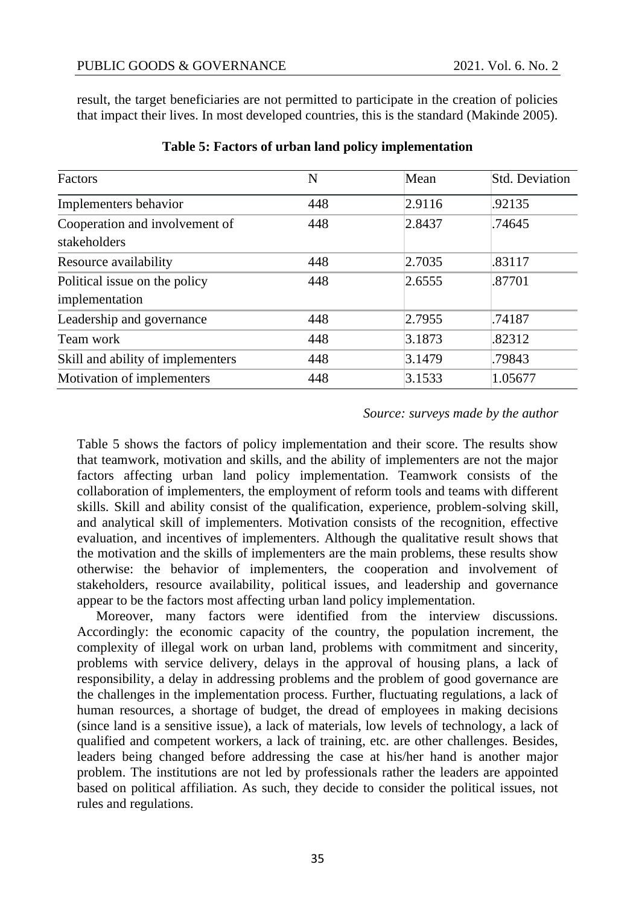result, the target beneficiaries are not permitted to participate in the creation of policies that impact their lives. In most developed countries, this is the standard (Makinde 2005).

**Table 5: Factors of urban land policy implementation**

| Factors | N | Mean | Std. Deviation |
|---|---|---|---|
| Implementers behavior | 448 | 2.9116 | .92135 |
| Cooperation and involvement of stakeholders | 448 | 2.8437 | .74645 |
| Resource availability | 448 | 2.7035 | .83117 |
| Political issue on the policy implementation | 448 | 2.6555 | .87701 |
| Leadership and governance | 448 | 2.7955 | .74187 |
| Team work | 448 | 3.1873 | .82312 |
| Skill and ability of implementers | 448 | 3.1479 | .79843 |
| Motivation of implementers | 448 | 3.1533 | 1.05677 |

*Source: surveys made by the author*

Table 5 shows the factors of policy implementation and their score. The results show that teamwork, motivation and skills, and the ability of implementers are not the major factors affecting urban land policy implementation. Teamwork consists of the collaboration of implementers, the employment of reform tools and teams with different skills. Skill and ability consist of the qualification, experience, problem-solving skill, and analytical skill of implementers. Motivation consists of the recognition, effective evaluation, and incentives of implementers. Although the qualitative result shows that the motivation and the skills of implementers are the main problems, these results show otherwise: the behavior of implementers, the cooperation and involvement of stakeholders, resource availability, political issues, and leadership and governance appear to be the factors most affecting urban land policy implementation.

Moreover, many factors were identified from the interview discussions. Accordingly: the economic capacity of the country, the population increment, the complexity of illegal work on urban land, problems with commitment and sincerity, problems with service delivery, delays in the approval of housing plans, a lack of responsibility, a delay in addressing problems and the problem of good governance are the challenges in the implementation process. Further, fluctuating regulations, a lack of human resources, a shortage of budget, the dread of employees in making decisions (since land is a sensitive issue), a lack of materials, low levels of technology, a lack of qualified and competent workers, a lack of training, etc. are other challenges. Besides, leaders being changed before addressing the case at his/her hand is another major problem. The institutions are not led by professionals rather the leaders are appointed based on political affiliation. As such, they decide to consider the political issues, not rules and regulations.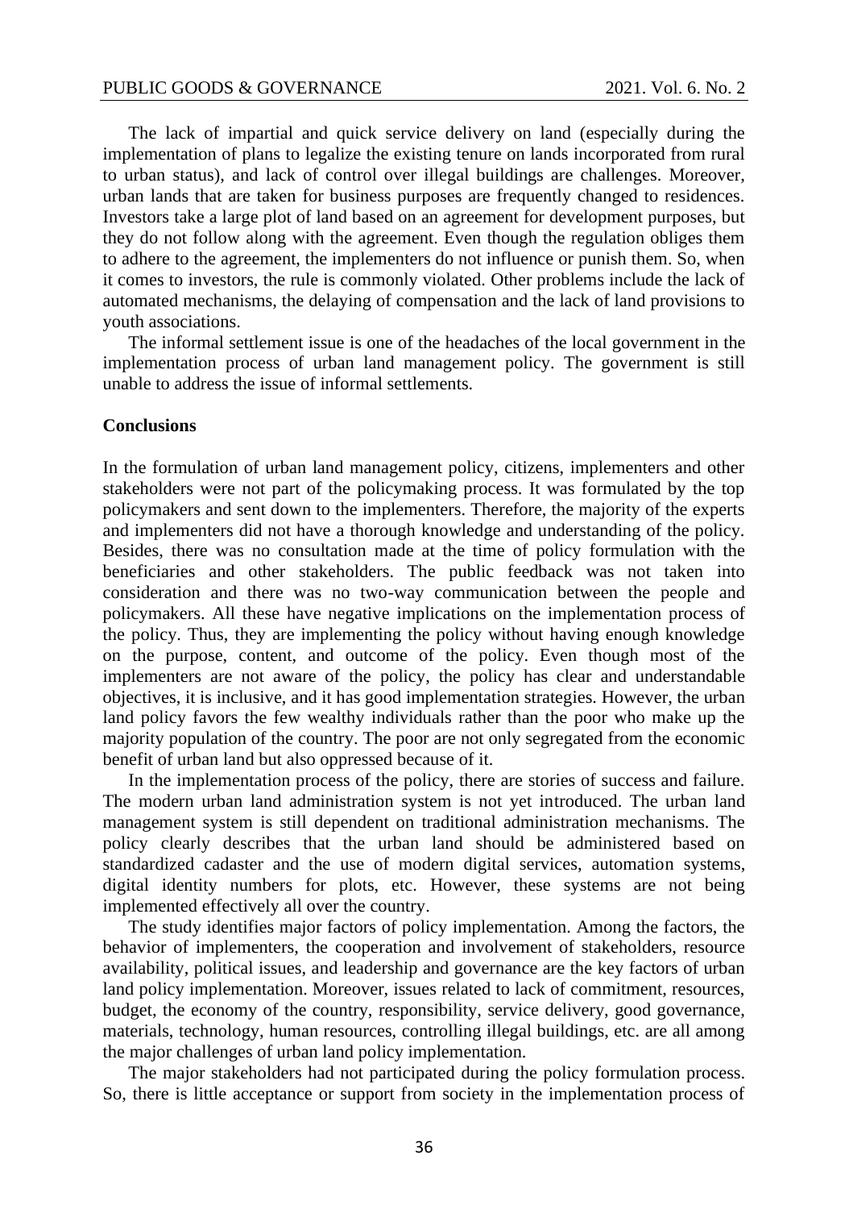The lack of impartial and quick service delivery on land (especially during the implementation of plans to legalize the existing tenure on lands incorporated from rural to urban status), and lack of control over illegal buildings are challenges. Moreover, urban lands that are taken for business purposes are frequently changed to residences. Investors take a large plot of land based on an agreement for development purposes, but they do not follow along with the agreement. Even though the regulation obliges them to adhere to the agreement, the implementers do not influence or punish them. So, when it comes to investors, the rule is commonly violated. Other problems include the lack of automated mechanisms, the delaying of compensation and the lack of land provisions to youth associations.

The informal settlement issue is one of the headaches of the local government in the implementation process of urban land management policy. The government is still unable to address the issue of informal settlements.

## Conclusions

In the formulation of urban land management policy, citizens, implementers and other stakeholders were not part of the policymaking process. It was formulated by the top policymakers and sent down to the implementers. Therefore, the majority of the experts and implementers did not have a thorough knowledge and understanding of the policy. Besides, there was no consultation made at the time of policy formulation with the beneficiaries and other stakeholders. The public feedback was not taken into consideration and there was no two-way communication between the people and policymakers. All these have negative implications on the implementation process of the policy. Thus, they are implementing the policy without having enough knowledge on the purpose, content, and outcome of the policy. Even though most of the implementers are not aware of the policy, the policy has clear and understandable objectives, it is inclusive, and it has good implementation strategies. However, the urban land policy favors the few wealthy individuals rather than the poor who make up the majority population of the country. The poor are not only segregated from the economic benefit of urban land but also oppressed because of it.

In the implementation process of the policy, there are stories of success and failure. The modern urban land administration system is not yet introduced. The urban land management system is still dependent on traditional administration mechanisms. The policy clearly describes that the urban land should be administered based on standardized cadaster and the use of modern digital services, automation systems, digital identity numbers for plots, etc. However, these systems are not being implemented effectively all over the country.

The study identifies major factors of policy implementation. Among the factors, the behavior of implementers, the cooperation and involvement of stakeholders, resource availability, political issues, and leadership and governance are the key factors of urban land policy implementation. Moreover, issues related to lack of commitment, resources, budget, the economy of the country, responsibility, service delivery, good governance, materials, technology, human resources, controlling illegal buildings, etc. are all among the major challenges of urban land policy implementation.

The major stakeholders had not participated during the policy formulation process. So, there is little acceptance or support from society in the implementation process of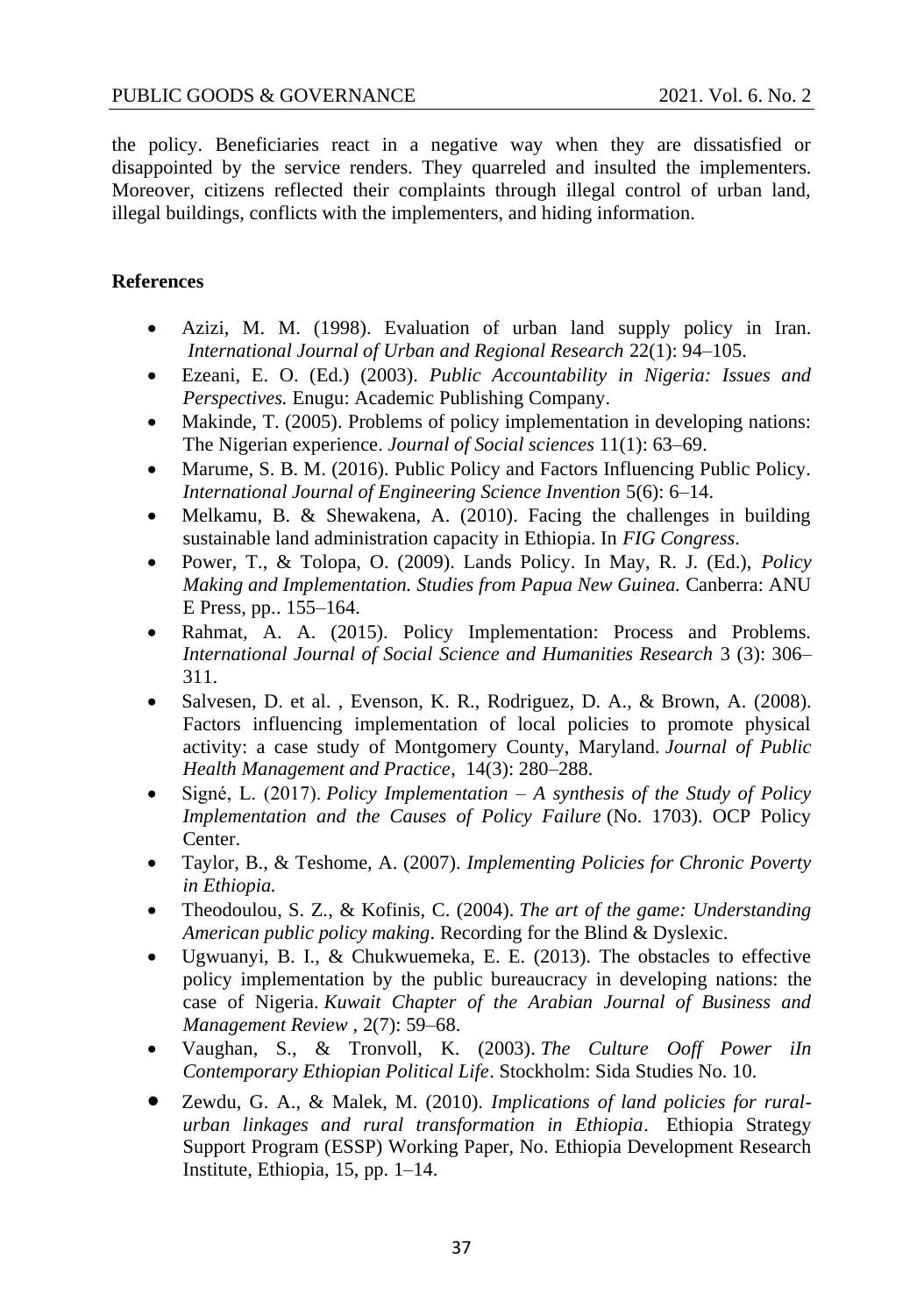the policy. Beneficiaries react in a negative way when they are dissatisfied or disappointed by the service renders. They quarreled and insulted the implementers. Moreover, citizens reflected their complaints through illegal control of urban land, illegal buildings, conflicts with the implementers, and hiding information.

**References**

- Azizi, M. M. (1998). Evaluation of urban land supply policy in Iran. *International Journal of Urban and Regional Research* 22(1): 94–105.
- Ezeani, E. O. (Ed.) (2003). *Public Accountability in Nigeria: Issues and Perspectives.* Enugu: Academic Publishing Company.
- Makinde, T. (2005). Problems of policy implementation in developing nations: The Nigerian experience. *Journal of Social sciences* 11(1): 63–69.
- Marume, S. B. M. (2016). Public Policy and Factors Influencing Public Policy. *International Journal of Engineering Science Invention* 5(6): 6–14.
- Melkamu, B. & Shewakena, A. (2010). Facing the challenges in building sustainable land administration capacity in Ethiopia. In *FIG Congress*.
- Power, T., & Tolopa, O. (2009). Lands Policy. In May, R. J. (Ed.), *Policy Making and Implementation. Studies from Papua New Guinea.* Canberra: ANU E Press, pp.. 155–164.
- Rahmat, A. A. (2015). Policy Implementation: Process and Problems. *International Journal of Social Science and Humanities Research* 3 (3): 306–311.
- Salvesen, D. et al. , Evenson, K. R., Rodriguez, D. A., & Brown, A. (2008). Factors influencing implementation of local policies to promote physical activity: a case study of Montgomery County, Maryland. *Journal of Public Health Management and Practice*, 14(3): 280–288.
- Signé, L. (2017). *Policy Implementation – A synthesis of the Study of Policy Implementation and the Causes of Policy Failure* (No. 1703). OCP Policy Center.
- Taylor, B., & Teshome, A. (2007). *Implementing Policies for Chronic Poverty in Ethiopia.*
- Theodoulou, S. Z., & Kofinis, C. (2004). *The art of the game: Understanding American public policy making*. Recording for the Blind & Dyslexic.
- Ugwuanyi, B. I., & Chukwuemeka, E. E. (2013). The obstacles to effective policy implementation by the public bureaucracy in developing nations: the case of Nigeria. *Kuwait Chapter of the Arabian Journal of Business and Management Review* , 2(7): 59–68.
- Vaughan, S., & Tronvoll, K. (2003). *The Culture Ooff Power iIn Contemporary Ethiopian Political Life*. Stockholm: Sida Studies No. 10.
- Zewdu, G. A., & Malek, M. (2010). *Implications of land policies for rural-urban linkages and rural transformation in Ethiopia*. Ethiopia Strategy Support Program (ESSP) Working Paper, No. Ethiopia Development Research Institute, Ethiopia, 15, pp. 1–14.